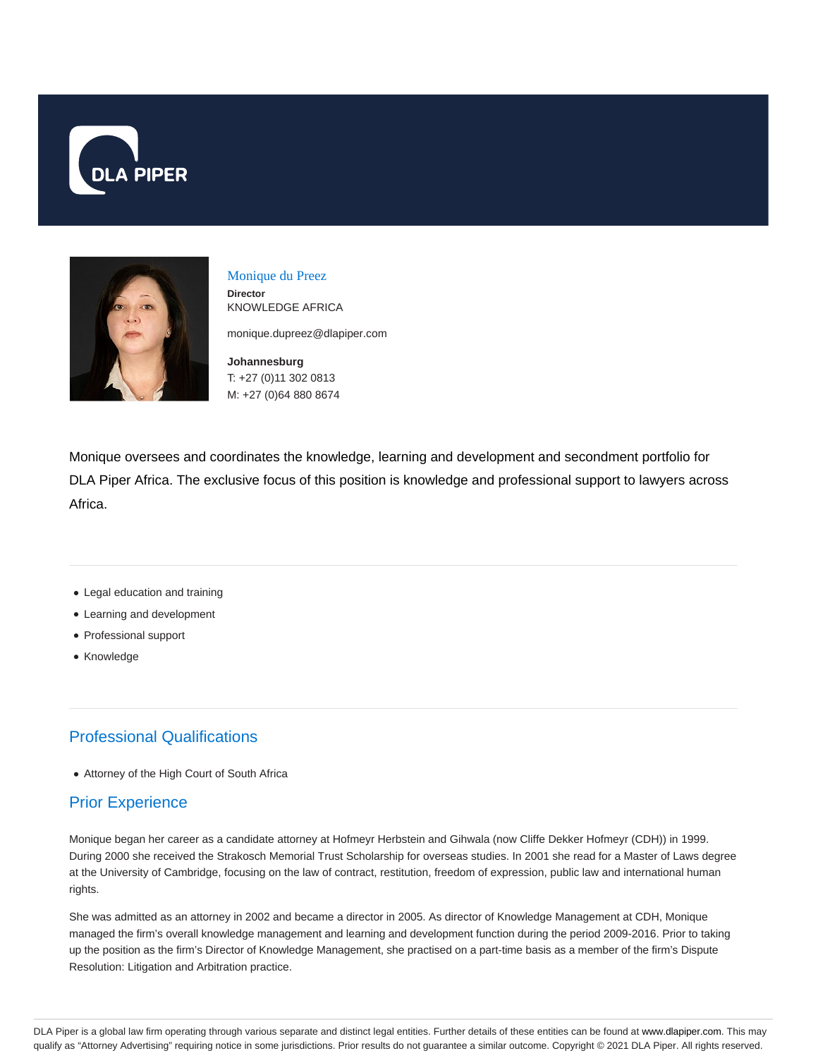DLA PIPER

## Monique du Preez

**Director**
KNOWLEDGE AFRICA

monique.dupreez@dlapiper.com

**Johannesburg**
T: +27 (0)11 302 0813
M: +27 (0)64 880 8674

Monique oversees and coordinates the knowledge, learning and development and secondment portfolio for DLA Piper Africa. The exclusive focus of this position is knowledge and professional support to lawyers across Africa.

- Legal education and training
- Learning and development
- Professional support
- Knowledge

## Professional Qualifications

- Attorney of the High Court of South Africa

## Prior Experience

Monique began her career as a candidate attorney at Hofmeyr Herbstein and Gihwala (now Cliffe Dekker Hofmeyr (CDH)) in 1999. During 2000 she received the Strakosch Memorial Trust Scholarship for overseas studies. In 2001 she read for a Master of Laws degree at the University of Cambridge, focusing on the law of contract, restitution, freedom of expression, public law and international human rights.

She was admitted as an attorney in 2002 and became a director in 2005. As director of Knowledge Management at CDH, Monique managed the firm's overall knowledge management and learning and development function during the period 2009-2016. Prior to taking up the position as the firm's Director of Knowledge Management, she practised on a part-time basis as a member of the firm's Dispute Resolution: Litigation and Arbitration practice.

DLA Piper is a global law firm operating through various separate and distinct legal entities. Further details of these entities can be found at www.dlapiper.com. This may qualify as "Attorney Advertising" requiring notice in some jurisdictions. Prior results do not guarantee a similar outcome. Copyright © 2021 DLA Piper. All rights reserved.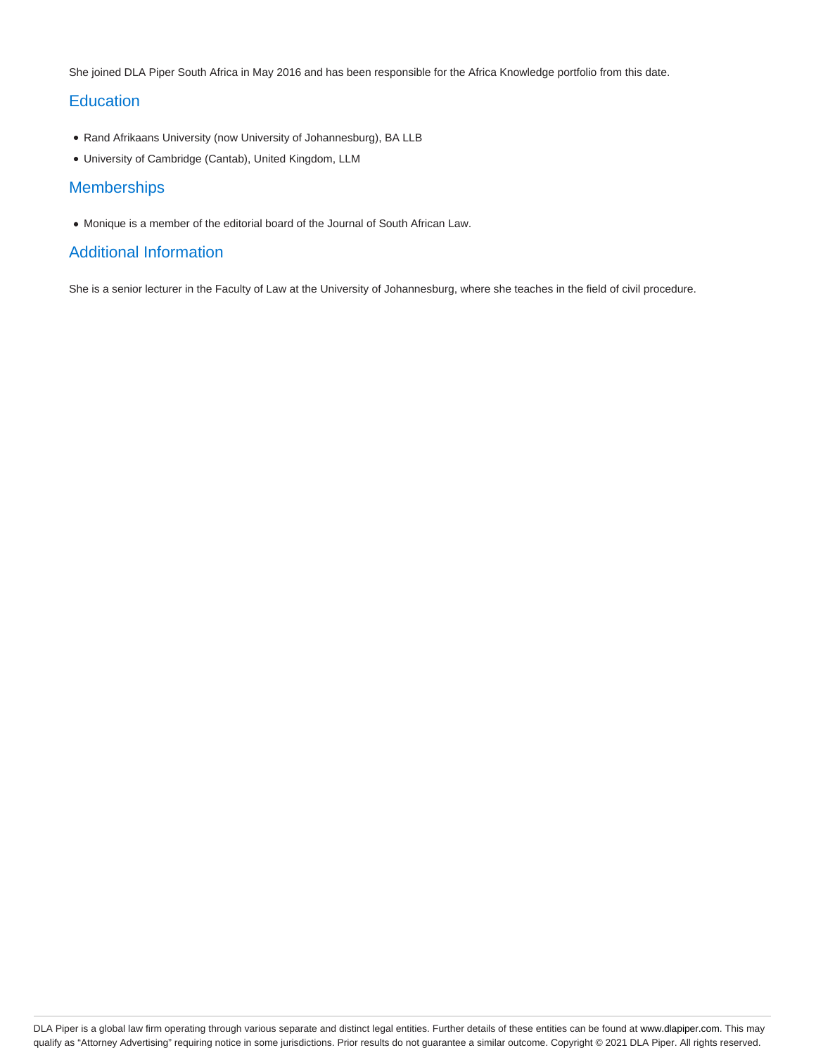She joined DLA Piper South Africa in May 2016 and has been responsible for the Africa Knowledge portfolio from this date.

## Education

- Rand Afrikaans University (now University of Johannesburg), BA LLB
- University of Cambridge (Cantab), United Kingdom, LLM

## Memberships

- Monique is a member of the editorial board of the Journal of South African Law.

## Additional Information

She is a senior lecturer in the Faculty of Law at the University of Johannesburg, where she teaches in the field of civil procedure.

DLA Piper is a global law firm operating through various separate and distinct legal entities. Further details of these entities can be found at www.dlapiper.com. This may qualify as "Attorney Advertising" requiring notice in some jurisdictions. Prior results do not guarantee a similar outcome. Copyright © 2021 DLA Piper. All rights reserved.